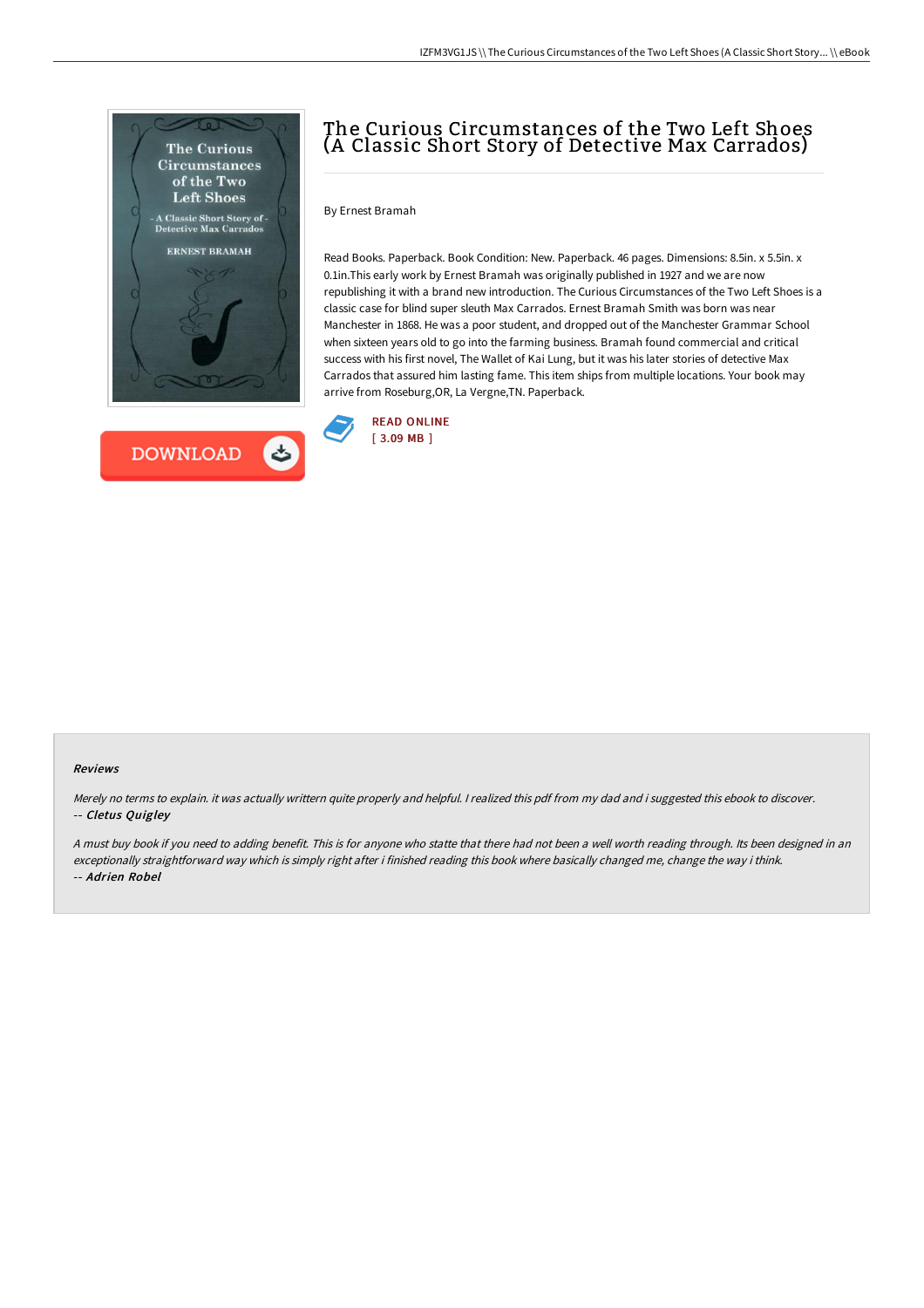# The Curious Circumstances of the Two Left Shoes (A Classic Short Story of Detective Max Carrados)

By Ernest Bramah

Read Books. Paperback. Book Condition: New. Paperback. 46 pages. Dimensions: 8.5in. x 5.5in. x 0.1in.This early work by Ernest Bramah was originally published in 1927 and we are now republishing it with a brand new introduction. The Curious Circumstances of the Two Left Shoes is a classic case for blind super sleuth Max Carrados. Ernest Bramah Smith was born was near Manchester in 1868. He was a poor student, and dropped out of the Manchester Grammar School when sixteen years old to go into the farming business. Bramah found commercial and critical success with his first novel, The Wallet of Kai Lung, but it was his later stories of detective Max Carrados that assured him lasting fame. This item ships from multiple locations. Your book may arrive from Roseburg,OR, La Vergne,TN. Paperback.

READ ONLINE
[ 3.09 MB ]

DOWNLOAD

#### Reviews

*Merely no terms to explain. it was actually writtern quite properly and helpful. I realized this pdf from my dad and i suggested this ebook to discover.*
*-- Cletus Quigley*

*A must buy book if you need to adding benefit. This is for anyone who statte that there had not been a well worth reading through. Its been designed in an exceptionally straightforward way which is simply right after i finished reading this book where basically changed me, change the way i think.*
*-- Adrien Robel*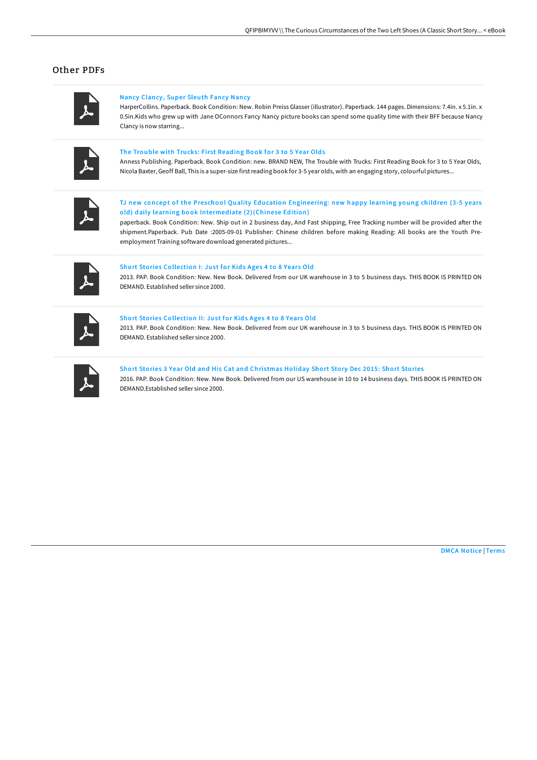## Other PDFs

### Nancy Clancy, Super Sleuth Fancy Nancy

HarperCollins. Paperback. Book Condition: New. Robin Preiss Glasser (illustrator). Paperback. 144 pages. Dimensions: 7.4in. x 5.1in. x 0.5in.Kids who grew up with Jane OConnors Fancy Nancy picture books can spend some quality time with their BFF because Nancy Clancy is now starring...

### The Trouble with Trucks: First Reading Book for 3 to 5 Year Olds

Anness Publishing. Paperback. Book Condition: new. BRAND NEW, The Trouble with Trucks: First Reading Book for 3 to 5 Year Olds, Nicola Baxter, Geoff Ball, This is a super-size first reading book for 3-5 year olds, with an engaging story, colourful pictures...

### TJ new concept of the Preschool Quality Education Engineering: new happy learning young children (3-5 years old) daily learning book Intermediate (2)(Chinese Edition)

paperback. Book Condition: New. Ship out in 2 business day, And Fast shipping, Free Tracking number will be provided after the shipment.Paperback. Pub Date :2005-09-01 Publisher: Chinese children before making Reading: All books are the Youth Pre-employment Training software download generated pictures...

### Short Stories Collection I: Just for Kids Ages 4 to 8 Years Old

2013. PAP. Book Condition: New. New Book. Delivered from our UK warehouse in 3 to 5 business days. THIS BOOK IS PRINTED ON DEMAND. Established seller since 2000.

### Short Stories Collection II: Just for Kids Ages 4 to 8 Years Old

2013. PAP. Book Condition: New. New Book. Delivered from our UK warehouse in 3 to 5 business days. THIS BOOK IS PRINTED ON DEMAND. Established seller since 2000.

### Short Stories 3 Year Old and His Cat and Christmas Holiday Short Story Dec 2015: Short Stories

2016. PAP. Book Condition: New. New Book. Delivered from our US warehouse in 10 to 14 business days. THIS BOOK IS PRINTED ON DEMAND.Established seller since 2000.

DMCA Notice | Terms